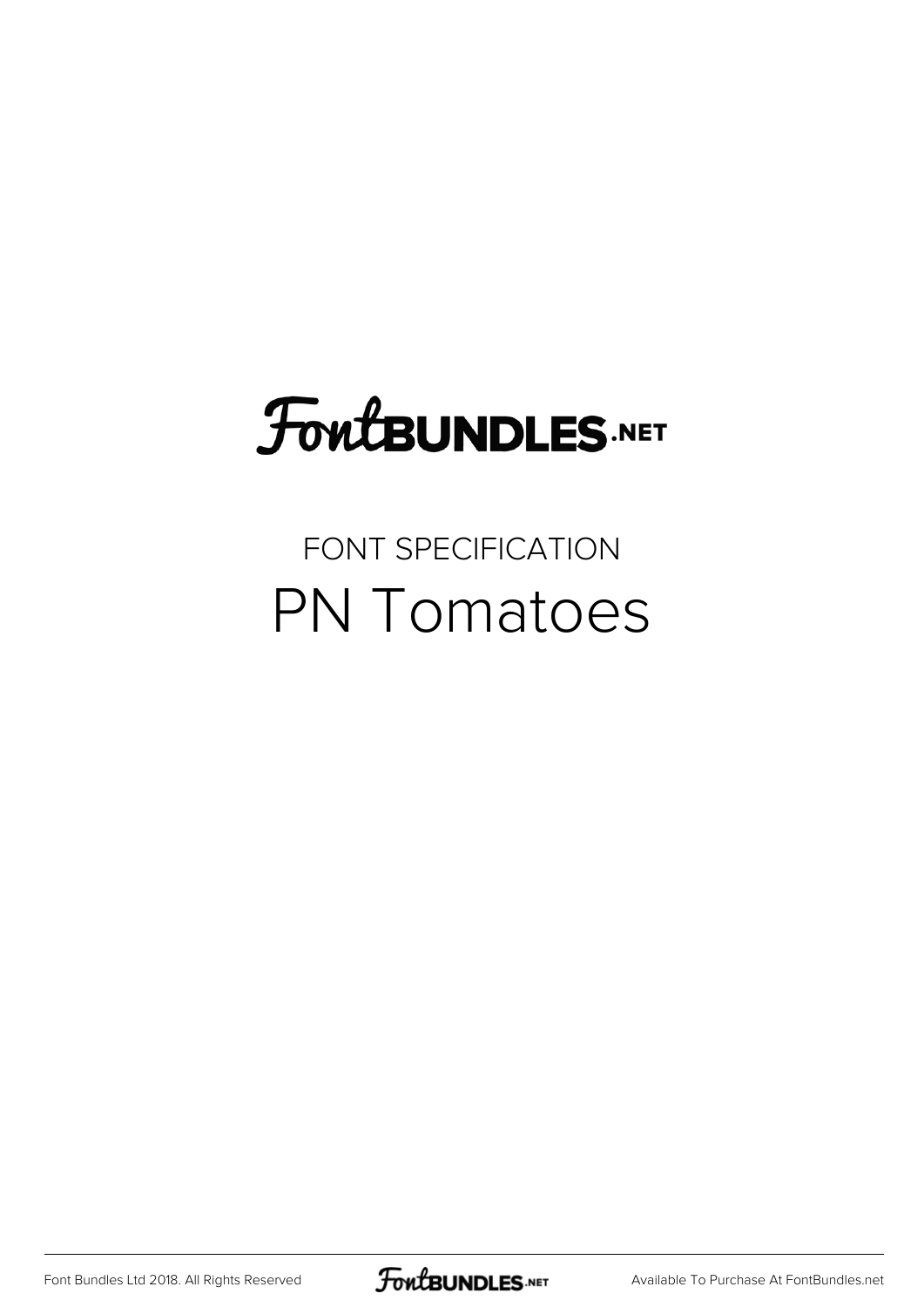FontBUNDLES.NET

FONT SPECIFICATION

# PN Tomatoes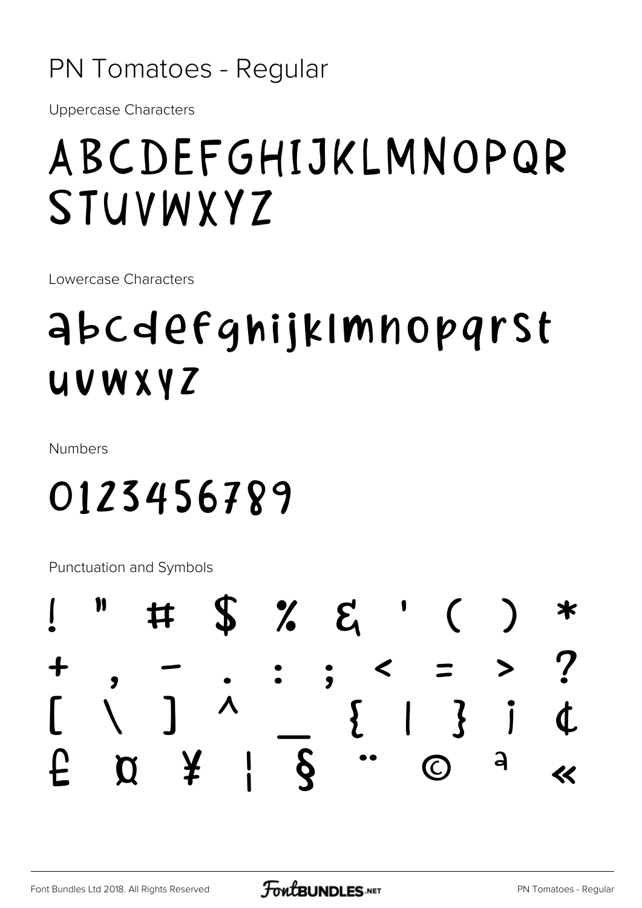# PN Tomatoes - Regular

Uppercase Characters

ABCDEFGHIJKLMNOPQR
STUVWXYZ

Lowercase Characters

abcdefghijklmnopqrst
uvwxyz

Numbers

0123456789

Punctuation and Symbols

! " # $ % & ' ( ) *
+ , - . : ; < = > ?
[ \ ] ^ _ { | } ¡ ¢
£ ¤ ¥ ¦ § ¨ © ª «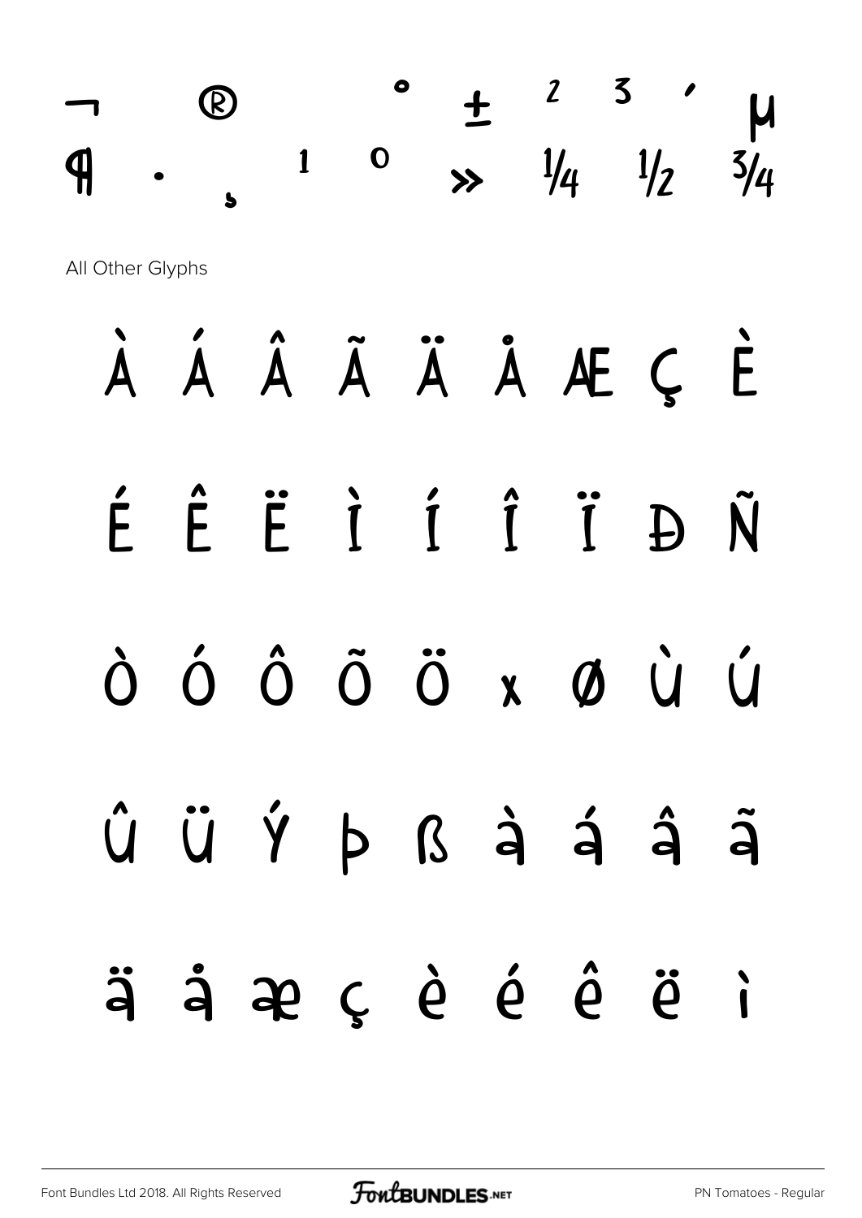¬ ® ¯ ° ± ² ³ ´ µ
¶ · ¸ ¹ º » ¼ ½ ¾

All Other Glyphs

À Á Â Ã Ä Å Æ Ç È

É Ê Ë Ì Í Î Ï Ð Ñ

Ò Ó Ô Õ Ö × Ø Ù Ú

Û Ü Ý Þ ß à á â ã

ä å æ ç è é ê ë ì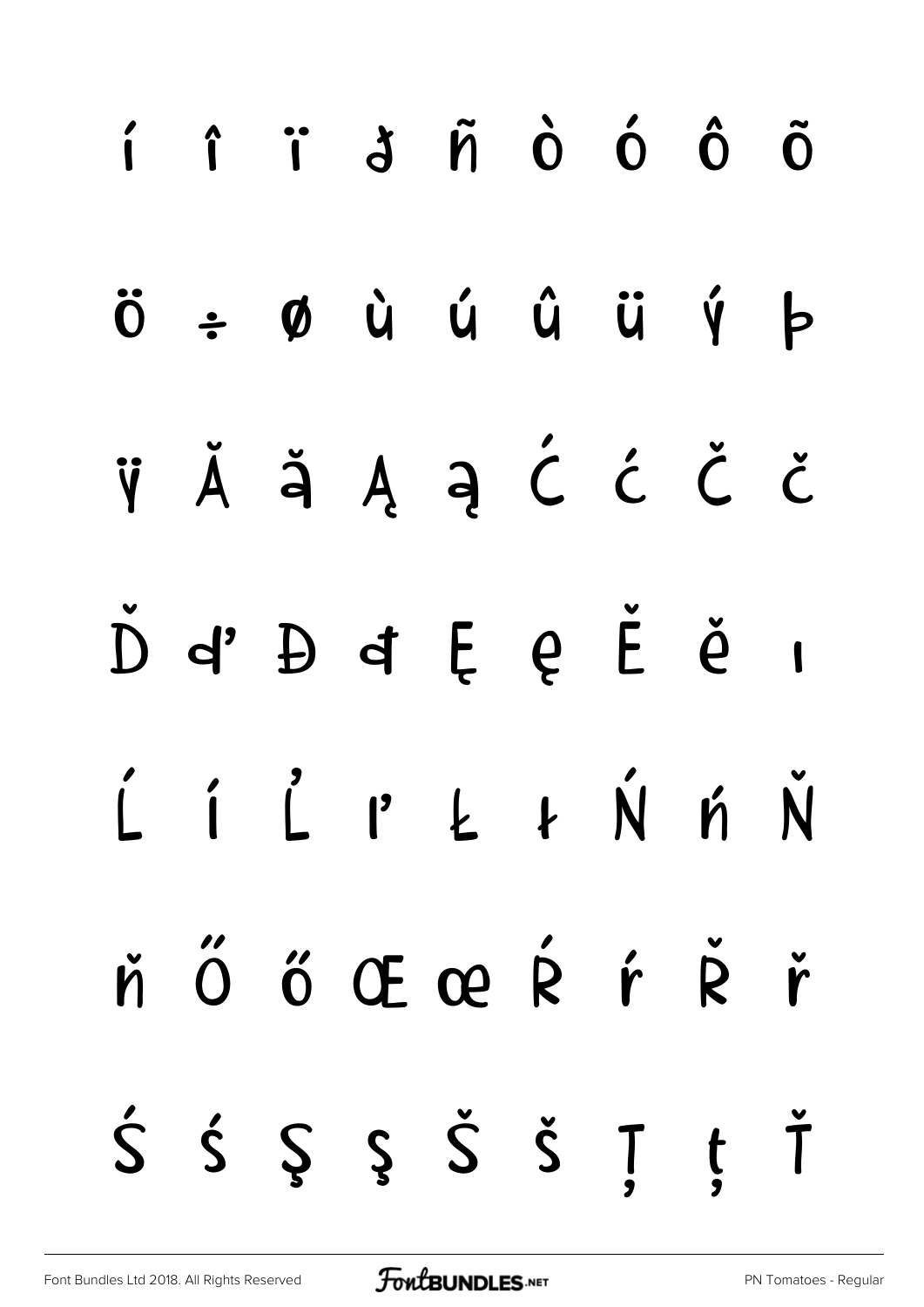í î ï ð ñ ò ó ô õ

ö ÷ ø ù ú û ü ý þ

ÿ Ă ă Ą ą Ć ć Č č

Ď ď Đ đ Ę ę Ě ě ı

Ĺ ĺ Ľ ľ Ł ł Ń ń Ň

ň Ő ő Œ œ Ŕ ŕ Ř ř

Ś ś Ş ş Š š Ţ ţ Ť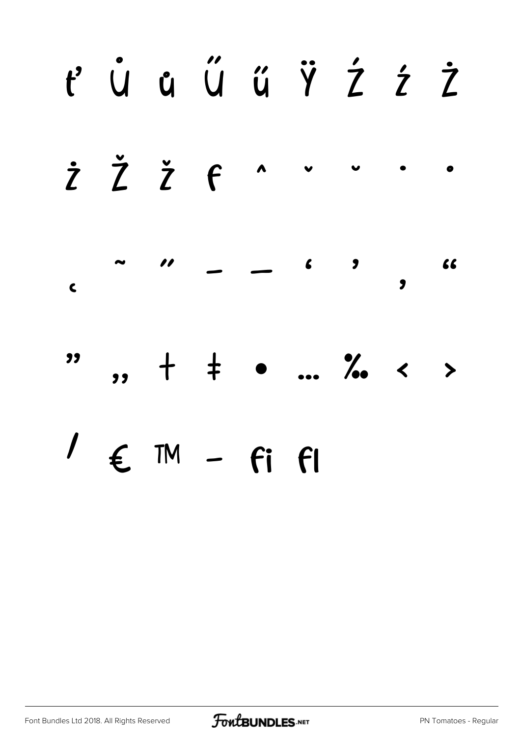ť Ů ů Ű ű Ÿ Ź ź Ż

ż Ž ž ƒ ˆ ˇ ˘ ˙ ˚

˛ ˜ ˝ – — ‘ ’ ‚ “

” „ † ‡ • … ‰ ‹ ›

⁄ € ™ − ﬁ ﬂ